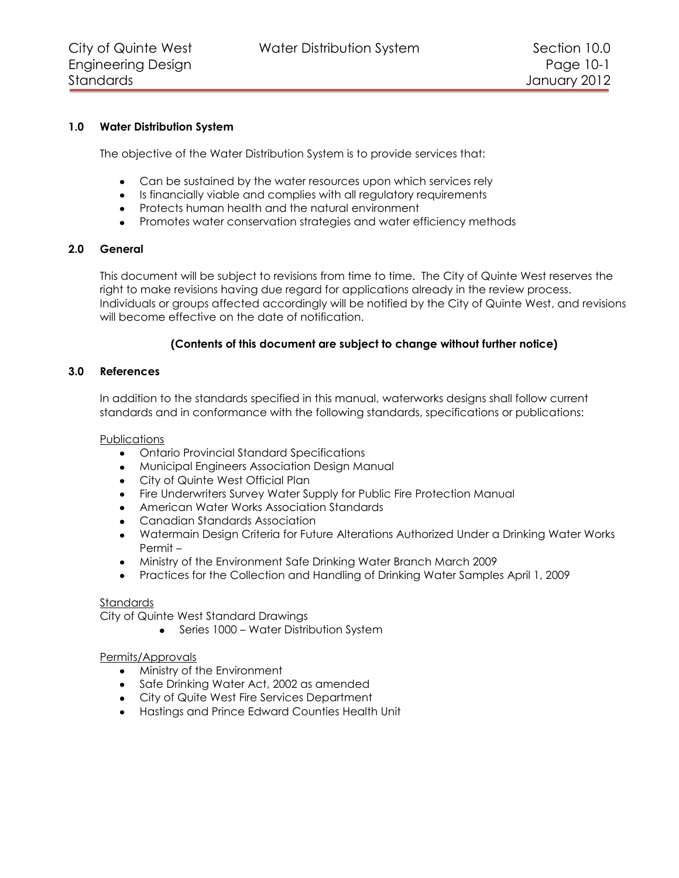## 1.0 Water Distribution System

The objective of the Water Distribution System is to provide services that:

- Can be sustained by the water resources upon which services rely
- Is financially viable and complies with all regulatory requirements
- Protects human health and the natural environment
- Promotes water conservation strategies and water efficiency methods

## 2.0 General

This document will be subject to revisions from time to time. The City of Quinte West reserves the right to make revisions having due regard for applications already in the review process. Individuals or groups affected accordingly will be notified by the City of Quinte West, and revisions will become effective on the date of notification.

**(Contents of this document are subject to change without further notice)**

## 3.0 References

In addition to the standards specified in this manual, waterworks designs shall follow current standards and in conformance with the following standards, specifications or publications:

Publications

- Ontario Provincial Standard Specifications
- Municipal Engineers Association Design Manual
- City of Quinte West Official Plan
- Fire Underwriters Survey Water Supply for Public Fire Protection Manual
- American Water Works Association Standards
- Canadian Standards Association
- Watermain Design Criteria for Future Alterations Authorized Under a Drinking Water Works Permit –
- Ministry of the Environment Safe Drinking Water Branch March 2009
- Practices for the Collection and Handling of Drinking Water Samples April 1, 2009

Standards

City of Quinte West Standard Drawings

- Series 1000 – Water Distribution System

Permits/Approvals

- Ministry of the Environment
- Safe Drinking Water Act, 2002 as amended
- City of Quite West Fire Services Department
- Hastings and Prince Edward Counties Health Unit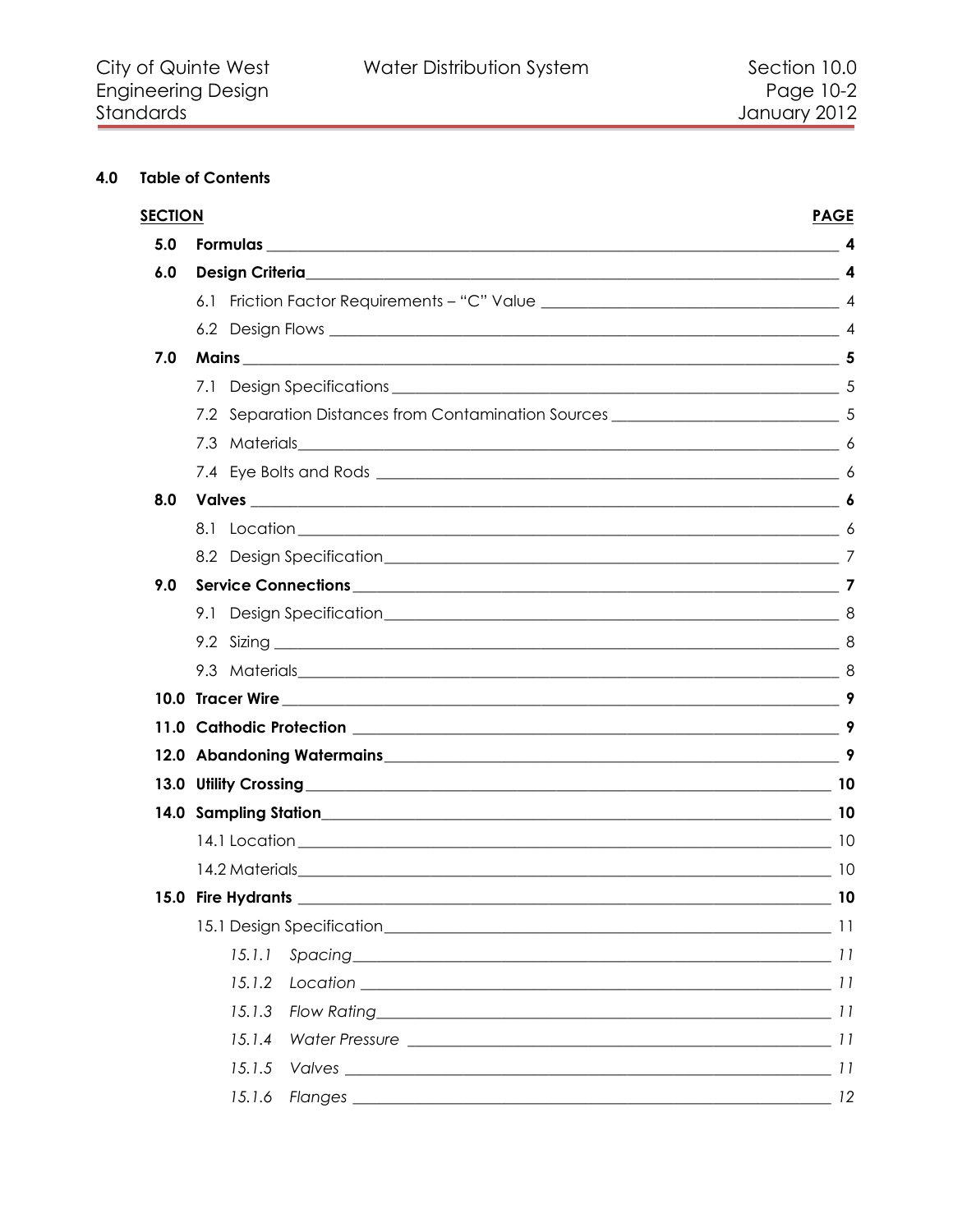## 4.0 Table of Contents

| SECTION | | PAGE |
|---|---|---|
| **5.0** | **Formulas** | **4** |
| **6.0** | **Design Criteria** | **4** |
| | 6.1 Friction Factor Requirements – "C" Value | 4 |
| | 6.2 Design Flows | 4 |
| **7.0** | **Mains** | **5** |
| | 7.1 Design Specifications | 5 |
| | 7.2 Separation Distances from Contamination Sources | 5 |
| | 7.3 Materials | 6 |
| | 7.4 Eye Bolts and Rods | 6 |
| **8.0** | **Valves** | **6** |
| | 8.1 Location | 6 |
| | 8.2 Design Specification | 7 |
| **9.0** | **Service Connections** | **7** |
| | 9.1 Design Specification | 8 |
| | 9.2 Sizing | 8 |
| | 9.3 Materials | 8 |
| **10.0** | **Tracer Wire** | **9** |
| **11.0** | **Cathodic Protection** | **9** |
| **12.0** | **Abandoning Watermains** | **9** |
| **13.0** | **Utility Crossing** | **10** |
| **14.0** | **Sampling Station** | **10** |
| | 14.1 Location | 10 |
| | 14.2 Materials | 10 |
| **15.0** | **Fire Hydrants** | **10** |
| | 15.1 Design Specification | 11 |
| | *15.1.1 Spacing* | *11* |
| | *15.1.2 Location* | *11* |
| | *15.1.3 Flow Rating* | *11* |
| | *15.1.4 Water Pressure* | *11* |
| | *15.1.5 Valves* | *11* |
| | *15.1.6 Flanges* | *12* |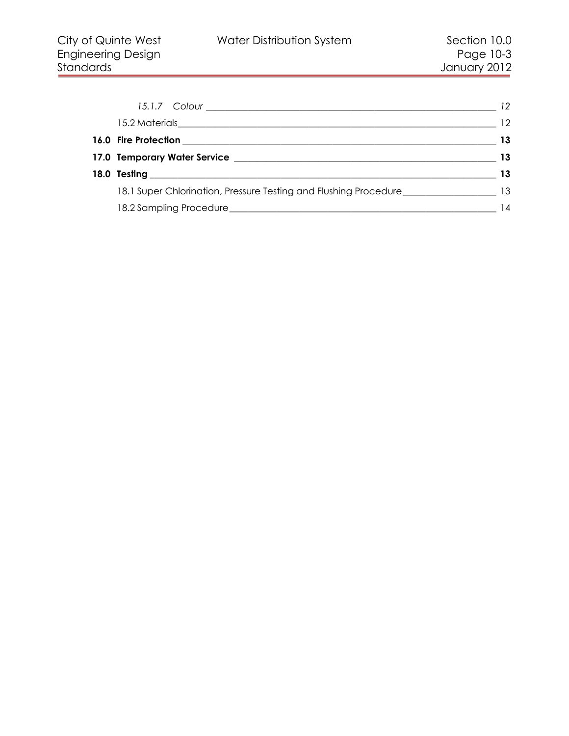*15.1.7 Colour* ........ 12

15.2 Materials ........ 12

**16.0 Fire Protection** ........ **13**

**17.0 Temporary Water Service** ........ **13**

**18.0 Testing** ........ **13**

18.1 Super Chlorination, Pressure Testing and Flushing Procedure ........ 13

18.2 Sampling Procedure ........ 14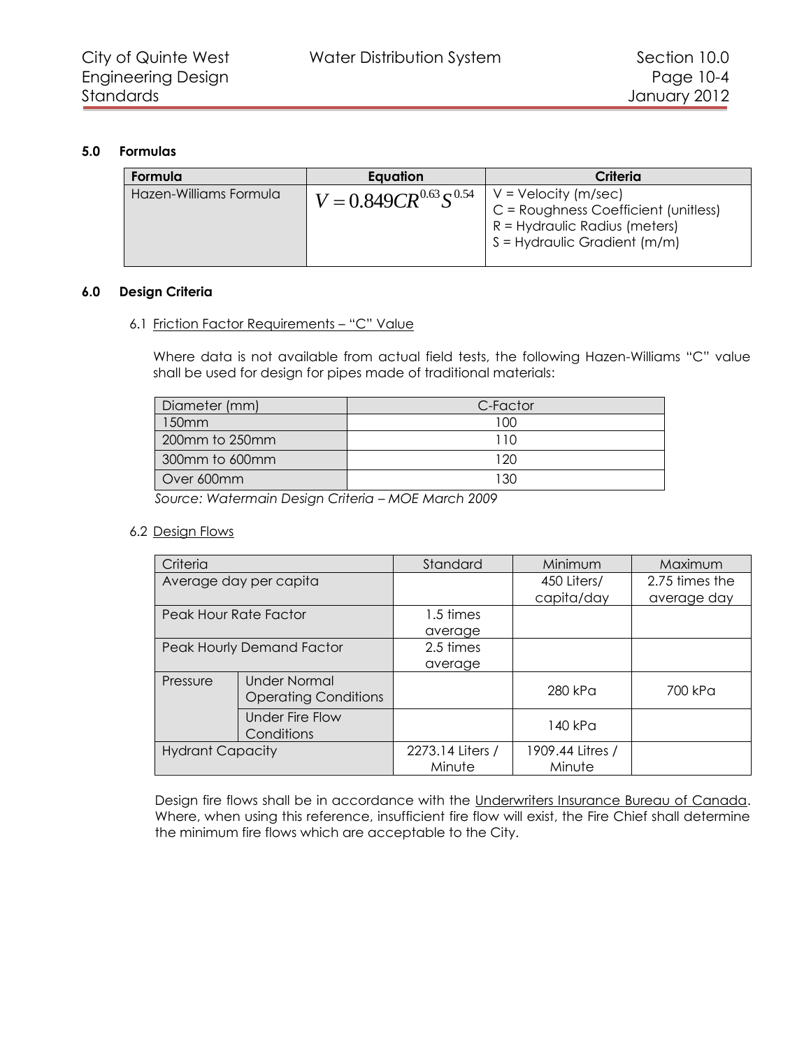## 5.0 Formulas

| Formula | Equation | Criteria |
| --- | --- | --- |
| Hazen-Williams Formula | $V = 0.849CR^{0.63}S^{0.54}$ | V = Velocity (m/sec)<br>C = Roughness Coefficient (unitless)<br>R = Hydraulic Radius (meters)<br>S = Hydraulic Gradient (m/m) |

## 6.0 Design Criteria

### 6.1 Friction Factor Requirements – "C" Value

Where data is not available from actual field tests, the following Hazen-Williams "C" value shall be used for design for pipes made of traditional materials:

| Diameter (mm) | C-Factor |
| --- | --- |
| 150mm | 100 |
| 200mm to 250mm | 110 |
| 300mm to 600mm | 120 |
| Over 600mm | 130 |

*Source: Watermain Design Criteria – MOE March 2009*

### 6.2 Design Flows

| Criteria | | Standard | Minimum | Maximum |
| --- | --- | --- | --- | --- |
| Average day per capita | | | 450 Liters/ capita/day | 2.75 times the average day |
| Peak Hour Rate Factor | | 1.5 times average | | |
| Peak Hourly Demand Factor | | 2.5 times average | | |
| Pressure | Under Normal Operating Conditions | | 280 kPa | 700 kPa |
| | Under Fire Flow Conditions | | 140 kPa | |
| Hydrant Capacity | | 2273.14 Liters / Minute | 1909.44 Litres / Minute | |

Design fire flows shall be in accordance with the Underwriters Insurance Bureau of Canada. Where, when using this reference, insufficient fire flow will exist, the Fire Chief shall determine the minimum fire flows which are acceptable to the City.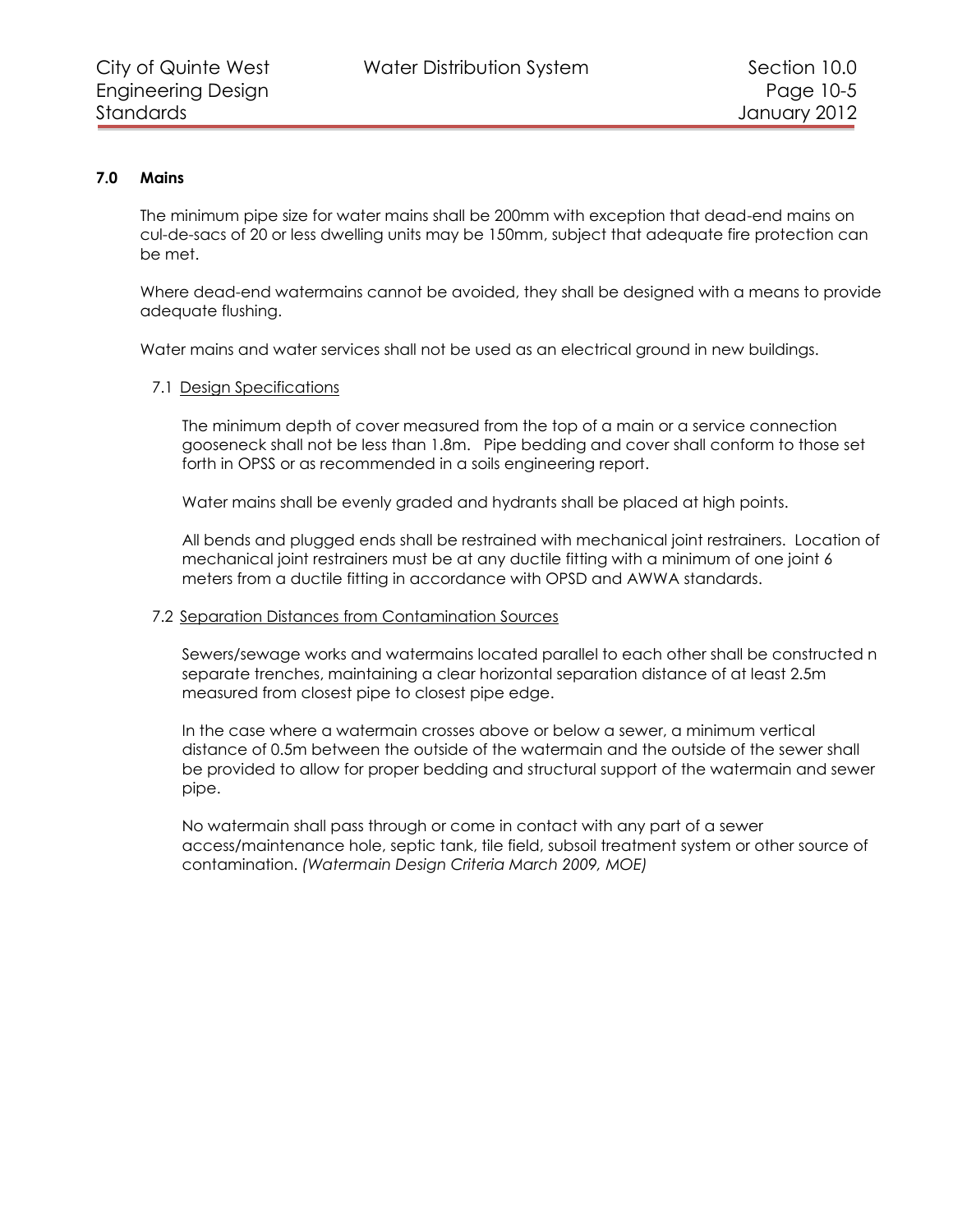## 7.0 Mains

The minimum pipe size for water mains shall be 200mm with exception that dead-end mains on cul-de-sacs of 20 or less dwelling units may be 150mm, subject that adequate fire protection can be met.

Where dead-end watermains cannot be avoided, they shall be designed with a means to provide adequate flushing.

Water mains and water services shall not be used as an electrical ground in new buildings.

### 7.1 Design Specifications

The minimum depth of cover measured from the top of a main or a service connection gooseneck shall not be less than 1.8m. Pipe bedding and cover shall conform to those set forth in OPSS or as recommended in a soils engineering report.

Water mains shall be evenly graded and hydrants shall be placed at high points.

All bends and plugged ends shall be restrained with mechanical joint restrainers. Location of mechanical joint restrainers must be at any ductile fitting with a minimum of one joint 6 meters from a ductile fitting in accordance with OPSD and AWWA standards.

### 7.2 Separation Distances from Contamination Sources

Sewers/sewage works and watermains located parallel to each other shall be constructed n separate trenches, maintaining a clear horizontal separation distance of at least 2.5m measured from closest pipe to closest pipe edge.

In the case where a watermain crosses above or below a sewer, a minimum vertical distance of 0.5m between the outside of the watermain and the outside of the sewer shall be provided to allow for proper bedding and structural support of the watermain and sewer pipe.

No watermain shall pass through or come in contact with any part of a sewer access/maintenance hole, septic tank, tile field, subsoil treatment system or other source of contamination. *(Watermain Design Criteria March 2009, MOE)*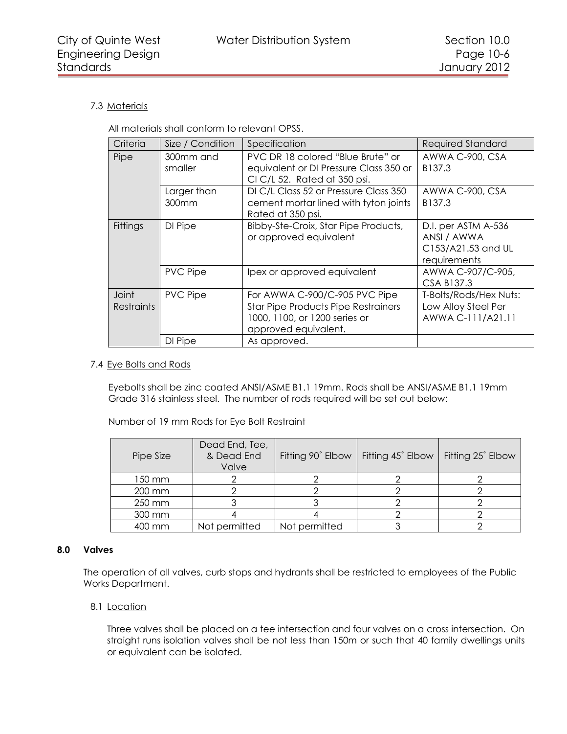### 7.3 Materials

All materials shall conform to relevant OPSS.

| Criteria | Size / Condition | Specification | Required Standard |
|---|---|---|---|
| Pipe | 300mm and smaller | PVC DR 18 colored "Blue Brute" or equivalent or DI Pressure Class 350 or CI C/L 52. Rated at 350 psi. | AWWA C-900, CSA B137.3 |
| | Larger than 300mm | DI C/L Class 52 or Pressure Class 350 cement mortar lined with tyton joints Rated at 350 psi. | AWWA C-900, CSA B137.3 |
| Fittings | DI Pipe | Bibby-Ste-Croix, Star Pipe Products, or approved equivalent | D.I. per ASTM A-536 ANSI / AWWA C153/A21.53 and UL requirements |
| | PVC Pipe | Ipex or approved equivalent | AWWA C-907/C-905, CSA B137.3 |
| Joint Restraints | PVC Pipe | For AWWA C-900/C-905 PVC Pipe Star Pipe Products Pipe Restrainers 1000, 1100, or 1200 series or approved equivalent. | T-Bolts/Rods/Hex Nuts: Low Alloy Steel Per AWWA C-111/A21.11 |
| | DI Pipe | As approved. | |

### 7.4 Eye Bolts and Rods

Eyebolts shall be zinc coated ANSI/ASME B1.1 19mm. Rods shall be ANSI/ASME B1.1 19mm Grade 316 stainless steel. The number of rods required will be set out below:

Number of 19 mm Rods for Eye Bolt Restraint

| Pipe Size | Dead End, Tee, & Dead End Valve | Fitting 90˚ Elbow | Fitting 45˚ Elbow | Fitting 25˚ Elbow |
|---|---|---|---|---|
| 150 mm | 2 | 2 | 2 | 2 |
| 200 mm | 2 | 2 | 2 | 2 |
| 250 mm | 3 | 3 | 2 | 2 |
| 300 mm | 4 | 4 | 2 | 2 |
| 400 mm | Not permitted | Not permitted | 3 | 2 |

## 8.0 Valves

The operation of all valves, curb stops and hydrants shall be restricted to employees of the Public Works Department.

### 8.1 Location

Three valves shall be placed on a tee intersection and four valves on a cross intersection. On straight runs isolation valves shall be not less than 150m or such that 40 family dwellings units or equivalent can be isolated.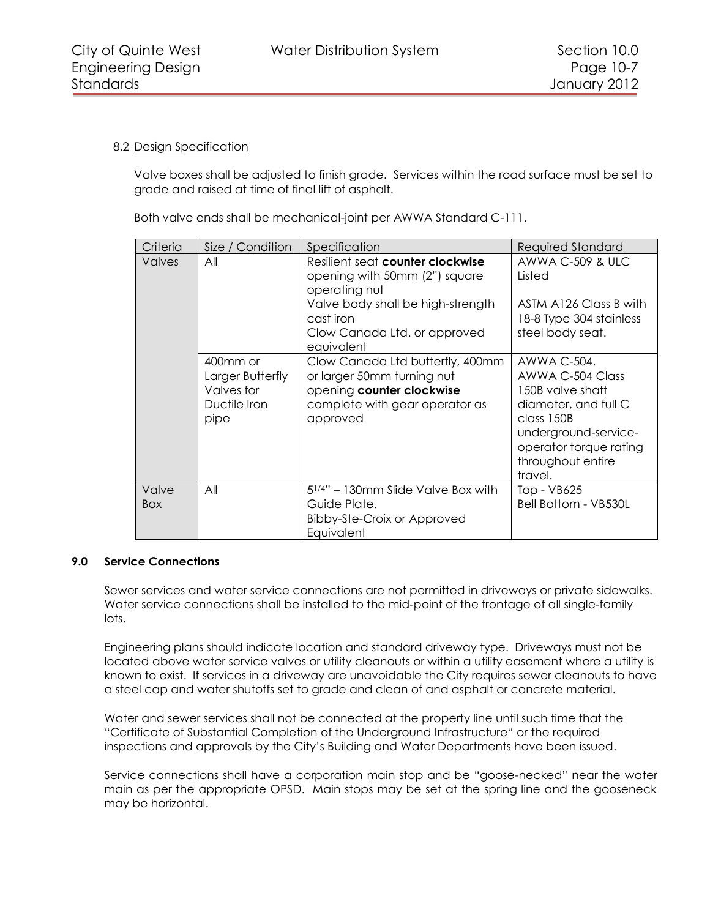8.2 Design Specification

Valve boxes shall be adjusted to finish grade. Services within the road surface must be set to grade and raised at time of final lift of asphalt.

Both valve ends shall be mechanical-joint per AWWA Standard C-111.

| Criteria | Size / Condition | Specification | Required Standard |
|---|---|---|---|
| Valves | All | Resilient seat **counter clockwise** opening with 50mm (2") square operating nut<br>Valve body shall be high-strength cast iron<br>Clow Canada Ltd. or approved equivalent | AWWA C-509 & ULC Listed<br><br>ASTM A126 Class B with 18-8 Type 304 stainless steel body seat. |
| | 400mm or Larger Butterfly Valves for Ductile Iron pipe | Clow Canada Ltd butterfly, 400mm or larger 50mm turning nut opening **counter clockwise** complete with gear operator as approved | AWWA C-504. AWWA C-504 Class 150B valve shaft diameter, and full C class 150B underground-service-operator torque rating throughout entire travel. |
| Valve Box | All | 5 1/4" – 130mm Slide Valve Box with Guide Plate.<br>Bibby-Ste-Croix or Approved Equivalent | Top - VB625<br>Bell Bottom - VB530L |

## 9.0 Service Connections

Sewer services and water service connections are not permitted in driveways or private sidewalks. Water service connections shall be installed to the mid-point of the frontage of all single-family lots.

Engineering plans should indicate location and standard driveway type. Driveways must not be located above water service valves or utility cleanouts or within a utility easement where a utility is known to exist. If services in a driveway are unavoidable the City requires sewer cleanouts to have a steel cap and water shutoffs set to grade and clean of and asphalt or concrete material.

Water and sewer services shall not be connected at the property line until such time that the "Certificate of Substantial Completion of the Underground Infrastructure" or the required inspections and approvals by the City's Building and Water Departments have been issued.

Service connections shall have a corporation main stop and be "goose-necked" near the water main as per the appropriate OPSD. Main stops may be set at the spring line and the gooseneck may be horizontal.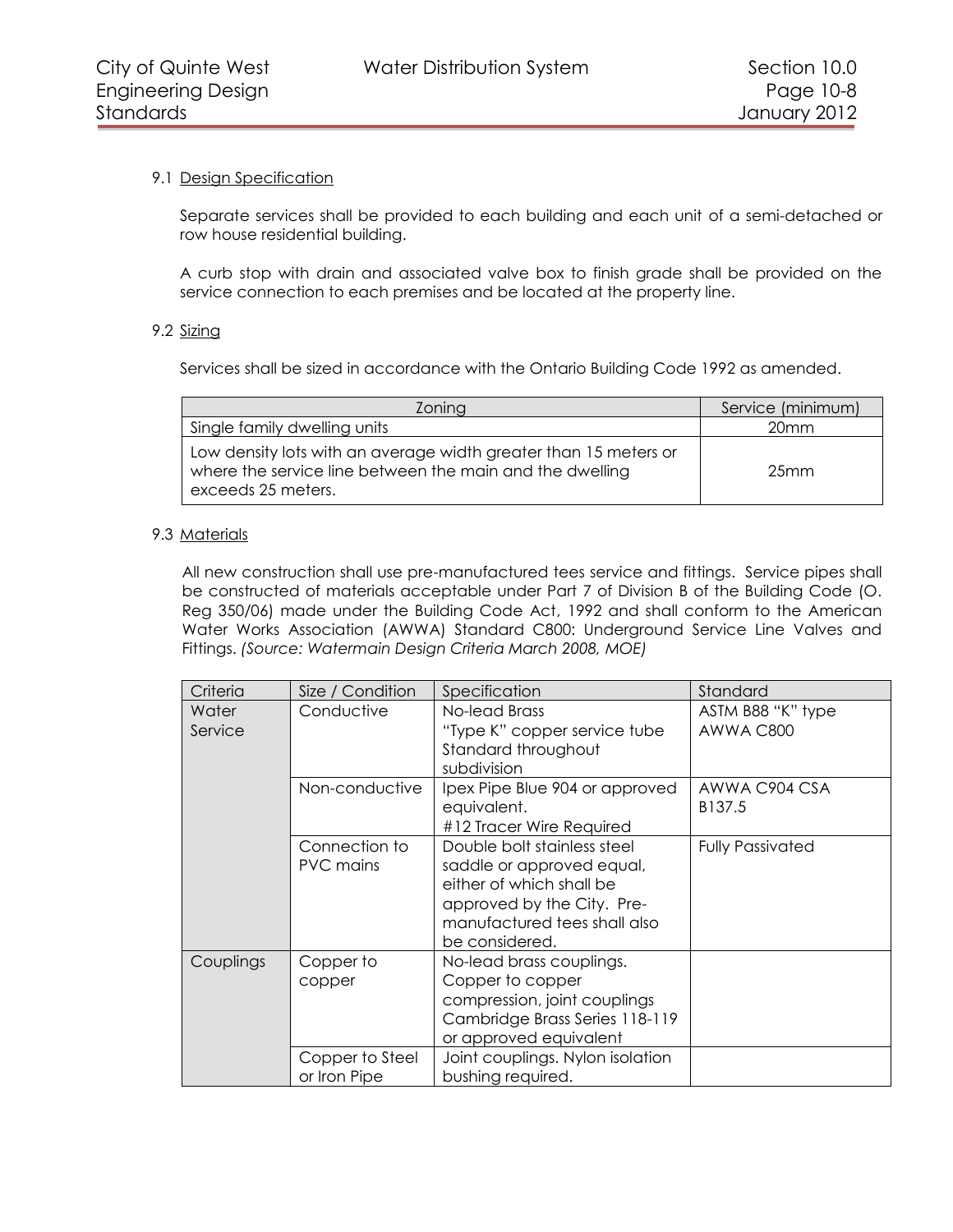### 9.1 Design Specification

Separate services shall be provided to each building and each unit of a semi-detached or row house residential building.

A curb stop with drain and associated valve box to finish grade shall be provided on the service connection to each premises and be located at the property line.

### 9.2 Sizing

Services shall be sized in accordance with the Ontario Building Code 1992 as amended.

| Zoning | Service (minimum) |
|---|---|
| Single family dwelling units | 20mm |
| Low density lots with an average width greater than 15 meters or where the service line between the main and the dwelling exceeds 25 meters. | 25mm |

### 9.3 Materials

All new construction shall use pre-manufactured tees service and fittings. Service pipes shall be constructed of materials acceptable under Part 7 of Division B of the Building Code (O. Reg 350/06) made under the Building Code Act, 1992 and shall conform to the American Water Works Association (AWWA) Standard C800: Underground Service Line Valves and Fittings. *(Source: Watermain Design Criteria March 2008, MOE)*

| Criteria | Size / Condition | Specification | Standard |
|---|---|---|---|
| Water Service | Conductive | No-lead Brass "Type K" copper service tube Standard throughout subdivision | ASTM B88 "K" type AWWA C800 |
| | Non-conductive | Ipex Pipe Blue 904 or approved equivalent. #12 Tracer Wire Required | AWWA C904 CSA B137.5 |
| | Connection to PVC mains | Double bolt stainless steel saddle or approved equal, either of which shall be approved by the City. Pre-manufactured tees shall also be considered. | Fully Passivated |
| Couplings | Copper to copper | No-lead brass couplings. Copper to copper compression, joint couplings Cambridge Brass Series 118-119 or approved equivalent | |
| | Copper to Steel or Iron Pipe | Joint couplings. Nylon isolation bushing required. | |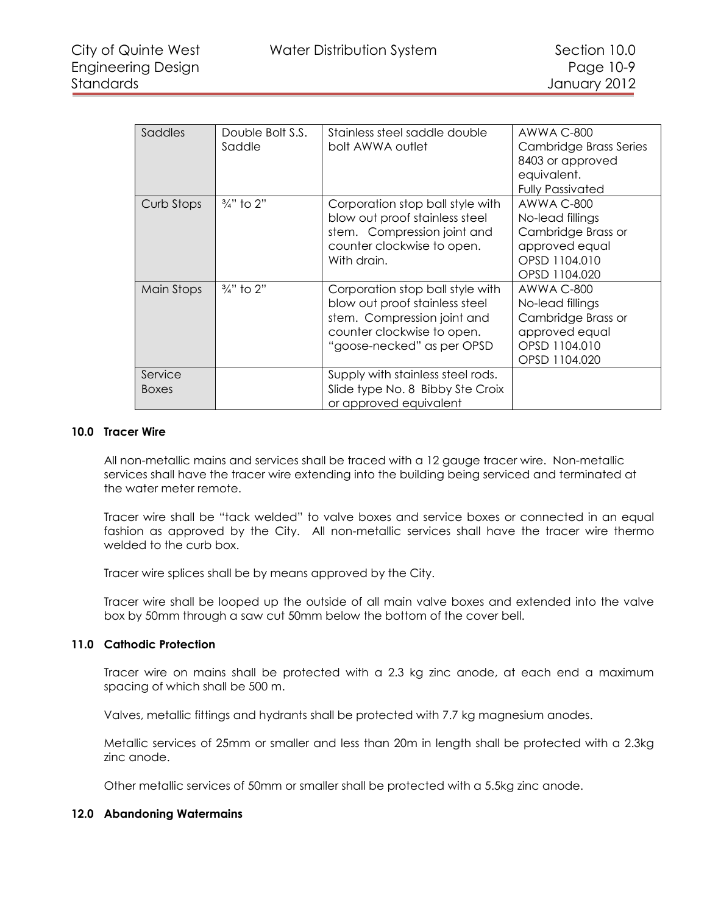| Saddles | Double Bolt S.S. Saddle | Stainless steel saddle double bolt AWWA outlet | AWWA C-800 Cambridge Brass Series 8403 or approved equivalent. Fully Passivated |
|---|---|---|---|
| Curb Stops | ¾" to 2" | Corporation stop ball style with blow out proof stainless steel stem. Compression joint and counter clockwise to open. With drain. | AWWA C-800 No-lead fillings Cambridge Brass or approved equal OPSD 1104.010 OPSD 1104.020 |
| Main Stops | ¾" to 2" | Corporation stop ball style with blow out proof stainless steel stem. Compression joint and counter clockwise to open. "goose-necked" as per OPSD | AWWA C-800 No-lead fillings Cambridge Brass or approved equal OPSD 1104.010 OPSD 1104.020 |
| Service Boxes | | Supply with stainless steel rods. Slide type No. 8 Bibby Ste Croix or approved equivalent | |

### 10.0 Tracer Wire

All non-metallic mains and services shall be traced with a 12 gauge tracer wire. Non-metallic services shall have the tracer wire extending into the building being serviced and terminated at the water meter remote.

Tracer wire shall be "tack welded" to valve boxes and service boxes or connected in an equal fashion as approved by the City. All non-metallic services shall have the tracer wire thermo welded to the curb box.

Tracer wire splices shall be by means approved by the City.

Tracer wire shall be looped up the outside of all main valve boxes and extended into the valve box by 50mm through a saw cut 50mm below the bottom of the cover bell.

### 11.0 Cathodic Protection

Tracer wire on mains shall be protected with a 2.3 kg zinc anode, at each end a maximum spacing of which shall be 500 m.

Valves, metallic fittings and hydrants shall be protected with 7.7 kg magnesium anodes.

Metallic services of 25mm or smaller and less than 20m in length shall be protected with a 2.3kg zinc anode.

Other metallic services of 50mm or smaller shall be protected with a 5.5kg zinc anode.

### 12.0 Abandoning Watermains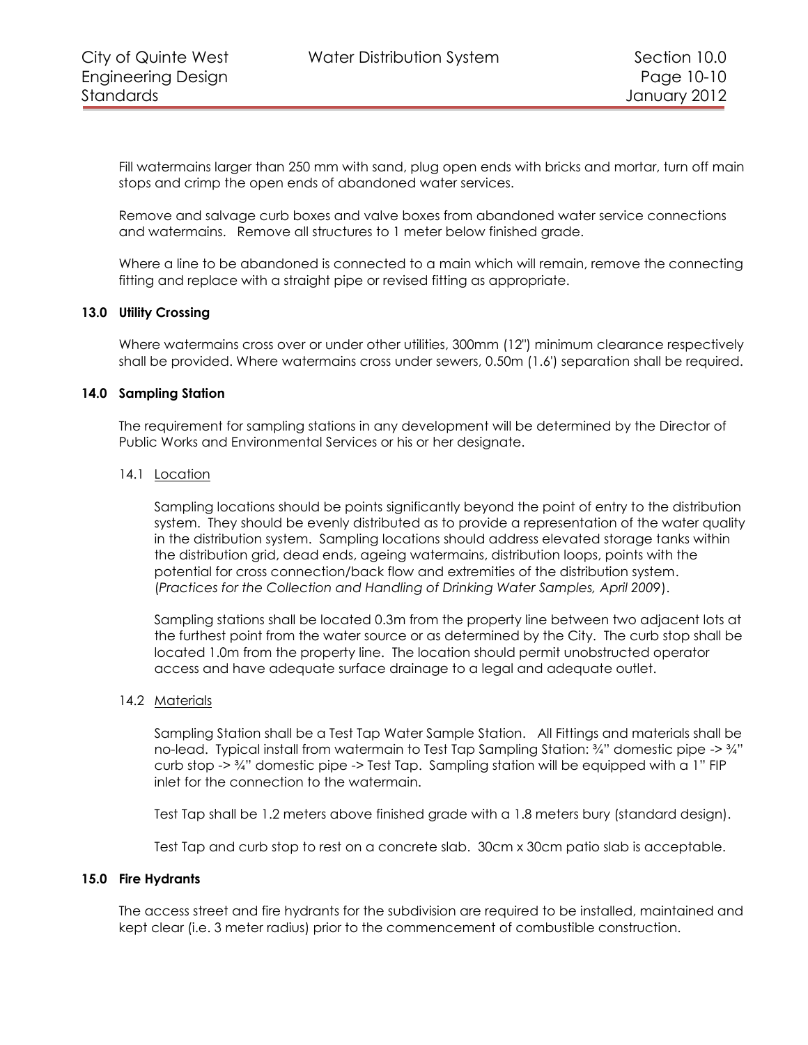Fill watermains larger than 250 mm with sand, plug open ends with bricks and mortar, turn off main stops and crimp the open ends of abandoned water services.

Remove and salvage curb boxes and valve boxes from abandoned water service connections and watermains. Remove all structures to 1 meter below finished grade.

Where a line to be abandoned is connected to a main which will remain, remove the connecting fitting and replace with a straight pipe or revised fitting as appropriate.

## 13.0 Utility Crossing

Where watermains cross over or under other utilities, 300mm (12") minimum clearance respectively shall be provided. Where watermains cross under sewers, 0.50m (1.6') separation shall be required.

## 14.0 Sampling Station

The requirement for sampling stations in any development will be determined by the Director of Public Works and Environmental Services or his or her designate.

### 14.1 Location

Sampling locations should be points significantly beyond the point of entry to the distribution system. They should be evenly distributed as to provide a representation of the water quality in the distribution system. Sampling locations should address elevated storage tanks within the distribution grid, dead ends, ageing watermains, distribution loops, points with the potential for cross connection/back flow and extremities of the distribution system. (*Practices for the Collection and Handling of Drinking Water Samples, April 2009*).

Sampling stations shall be located 0.3m from the property line between two adjacent lots at the furthest point from the water source or as determined by the City. The curb stop shall be located 1.0m from the property line. The location should permit unobstructed operator access and have adequate surface drainage to a legal and adequate outlet.

### 14.2 Materials

Sampling Station shall be a Test Tap Water Sample Station. All Fittings and materials shall be no-lead. Typical install from watermain to Test Tap Sampling Station: ¾" domestic pipe -> ¾" curb stop -> ¾" domestic pipe -> Test Tap. Sampling station will be equipped with a 1" FIP inlet for the connection to the watermain.

Test Tap shall be 1.2 meters above finished grade with a 1.8 meters bury (standard design).

Test Tap and curb stop to rest on a concrete slab. 30cm x 30cm patio slab is acceptable.

## 15.0 Fire Hydrants

The access street and fire hydrants for the subdivision are required to be installed, maintained and kept clear (i.e. 3 meter radius) prior to the commencement of combustible construction.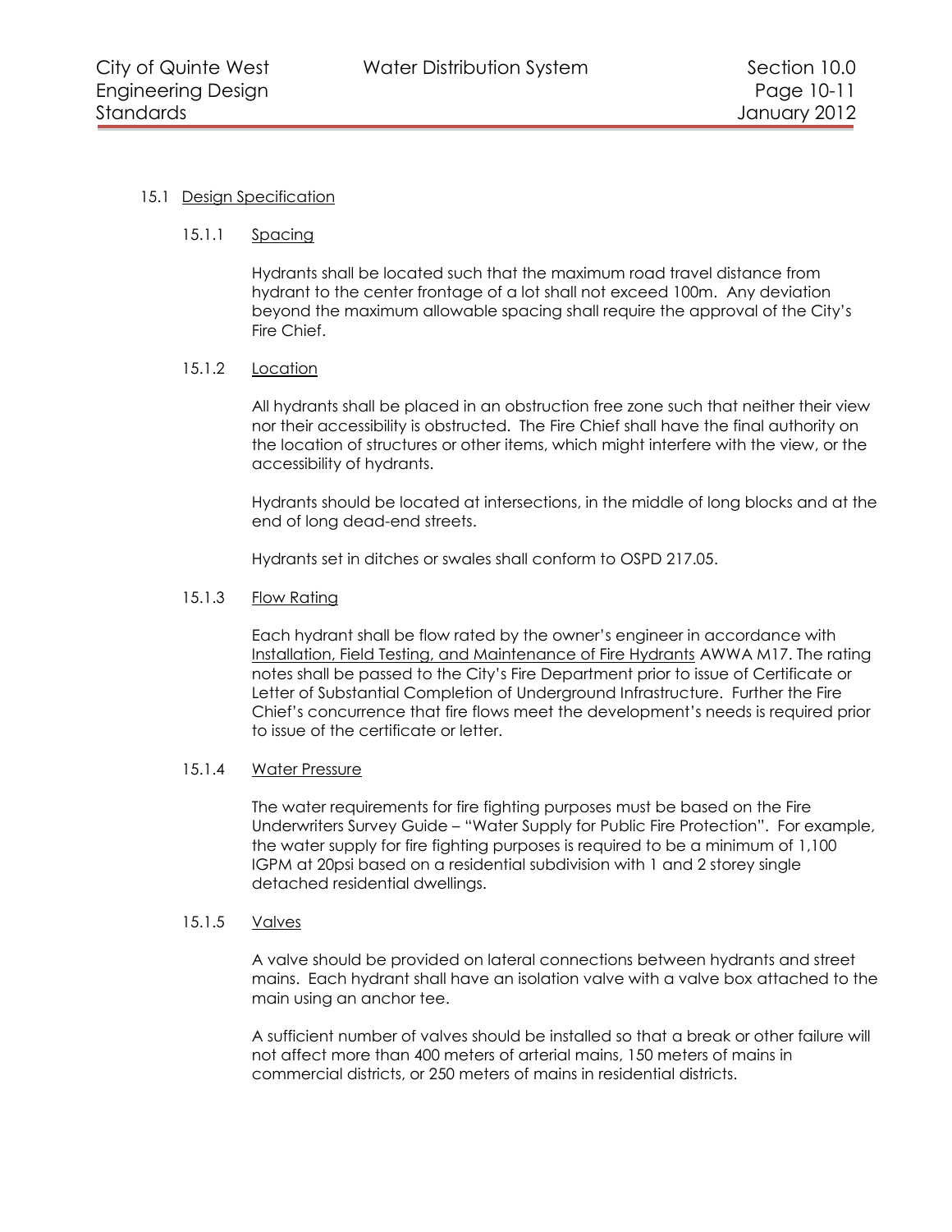### 15.1 Design Specification

#### 15.1.1 Spacing

Hydrants shall be located such that the maximum road travel distance from hydrant to the center frontage of a lot shall not exceed 100m. Any deviation beyond the maximum allowable spacing shall require the approval of the City's Fire Chief.

#### 15.1.2 Location

All hydrants shall be placed in an obstruction free zone such that neither their view nor their accessibility is obstructed. The Fire Chief shall have the final authority on the location of structures or other items, which might interfere with the view, or the accessibility of hydrants.

Hydrants should be located at intersections, in the middle of long blocks and at the end of long dead-end streets.

Hydrants set in ditches or swales shall conform to OSPD 217.05.

#### 15.1.3 Flow Rating

Each hydrant shall be flow rated by the owner's engineer in accordance with Installation, Field Testing, and Maintenance of Fire Hydrants AWWA M17. The rating notes shall be passed to the City's Fire Department prior to issue of Certificate or Letter of Substantial Completion of Underground Infrastructure. Further the Fire Chief's concurrence that fire flows meet the development's needs is required prior to issue of the certificate or letter.

#### 15.1.4 Water Pressure

The water requirements for fire fighting purposes must be based on the Fire Underwriters Survey Guide – "Water Supply for Public Fire Protection". For example, the water supply for fire fighting purposes is required to be a minimum of 1,100 IGPM at 20psi based on a residential subdivision with 1 and 2 storey single detached residential dwellings.

#### 15.1.5 Valves

A valve should be provided on lateral connections between hydrants and street mains. Each hydrant shall have an isolation valve with a valve box attached to the main using an anchor tee.

A sufficient number of valves should be installed so that a break or other failure will not affect more than 400 meters of arterial mains, 150 meters of mains in commercial districts, or 250 meters of mains in residential districts.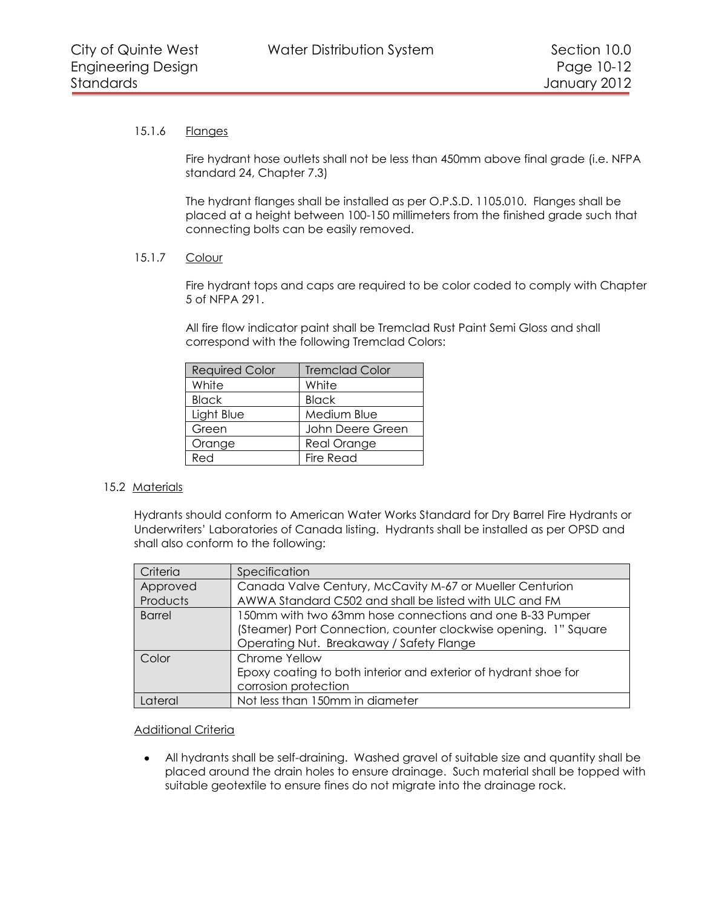#### 15.1.6 Flanges

Fire hydrant hose outlets shall not be less than 450mm above final grade (i.e. NFPA standard 24, Chapter 7.3)

The hydrant flanges shall be installed as per O.P.S.D. 1105.010. Flanges shall be placed at a height between 100-150 millimeters from the finished grade such that connecting bolts can be easily removed.

#### 15.1.7 Colour

Fire hydrant tops and caps are required to be color coded to comply with Chapter 5 of NFPA 291.

All fire flow indicator paint shall be Tremclad Rust Paint Semi Gloss and shall correspond with the following Tremclad Colors:

| Required Color | Tremclad Color |
|---|---|
| White | White |
| Black | Black |
| Light Blue | Medium Blue |
| Green | John Deere Green |
| Orange | Real Orange |
| Red | Fire Read |

### 15.2 Materials

Hydrants should conform to American Water Works Standard for Dry Barrel Fire Hydrants or Underwriters' Laboratories of Canada listing. Hydrants shall be installed as per OPSD and shall also conform to the following:

| Criteria | Specification |
|---|---|
| Approved Products | Canada Valve Century, McCavity M-67 or Mueller Centurion AWWA Standard C502 and shall be listed with ULC and FM |
| Barrel | 150mm with two 63mm hose connections and one B-33 Pumper (Steamer) Port Connection, counter clockwise opening. 1" Square Operating Nut. Breakaway / Safety Flange |
| Color | Chrome Yellow<br>Epoxy coating to both interior and exterior of hydrant shoe for corrosion protection |
| Lateral | Not less than 150mm in diameter |

Additional Criteria

- All hydrants shall be self-draining. Washed gravel of suitable size and quantity shall be placed around the drain holes to ensure drainage. Such material shall be topped with suitable geotextile to ensure fines do not migrate into the drainage rock.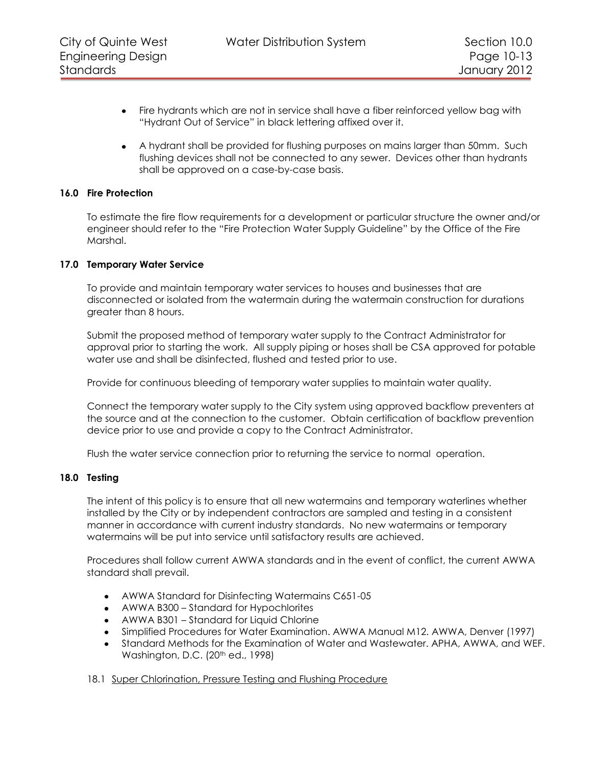- Fire hydrants which are not in service shall have a fiber reinforced yellow bag with “Hydrant Out of Service” in black lettering affixed over it.
- A hydrant shall be provided for flushing purposes on mains larger than 50mm. Such flushing devices shall not be connected to any sewer. Devices other than hydrants shall be approved on a case-by-case basis.

### 16.0 Fire Protection

To estimate the fire flow requirements for a development or particular structure the owner and/or engineer should refer to the “Fire Protection Water Supply Guideline” by the Office of the Fire Marshal.

### 17.0 Temporary Water Service

To provide and maintain temporary water services to houses and businesses that are disconnected or isolated from the watermain during the watermain construction for durations greater than 8 hours.

Submit the proposed method of temporary water supply to the Contract Administrator for approval prior to starting the work. All supply piping or hoses shall be CSA approved for potable water use and shall be disinfected, flushed and tested prior to use.

Provide for continuous bleeding of temporary water supplies to maintain water quality.

Connect the temporary water supply to the City system using approved backflow preventers at the source and at the connection to the customer. Obtain certification of backflow prevention device prior to use and provide a copy to the Contract Administrator.

Flush the water service connection prior to returning the service to normal operation.

### 18.0 Testing

The intent of this policy is to ensure that all new watermains and temporary waterlines whether installed by the City or by independent contractors are sampled and testing in a consistent manner in accordance with current industry standards. No new watermains or temporary watermains will be put into service until satisfactory results are achieved.

Procedures shall follow current AWWA standards and in the event of conflict, the current AWWA standard shall prevail.

- AWWA Standard for Disinfecting Watermains C651-05
- AWWA B300 – Standard for Hypochlorites
- AWWA B301 – Standard for Liquid Chlorine
- Simplified Procedures for Water Examination. AWWA Manual M12. AWWA, Denver (1997)
- Standard Methods for the Examination of Water and Wastewater. APHA, AWWA, and WEF. Washington, D.C. (20th ed., 1998)

18.1 <u>Super Chlorination, Pressure Testing and Flushing Procedure</u>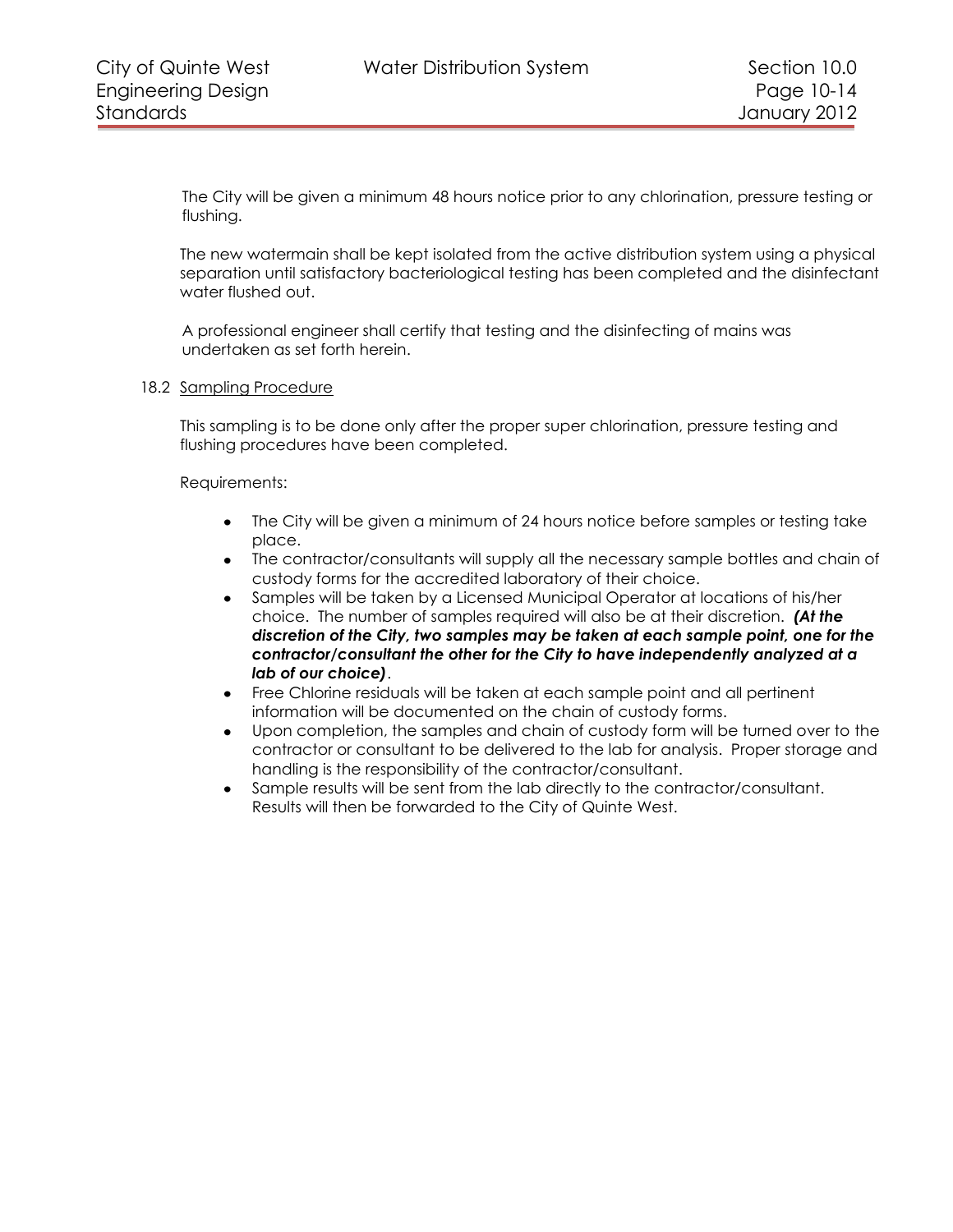The City will be given a minimum 48 hours notice prior to any chlorination, pressure testing or flushing.

The new watermain shall be kept isolated from the active distribution system using a physical separation until satisfactory bacteriological testing has been completed and the disinfectant water flushed out.

A professional engineer shall certify that testing and the disinfecting of mains was undertaken as set forth herein.

18.2 <u>Sampling Procedure</u>

This sampling is to be done only after the proper super chlorination, pressure testing and flushing procedures have been completed.

Requirements:

- The City will be given a minimum of 24 hours notice before samples or testing take place.
- The contractor/consultants will supply all the necessary sample bottles and chain of custody forms for the accredited laboratory of their choice.
- Samples will be taken by a Licensed Municipal Operator at locations of his/her choice. The number of samples required will also be at their discretion. ***(At the discretion of the City, two samples may be taken at each sample point, one for the contractor/consultant the other for the City to have independently analyzed at a lab of our choice)***.
- Free Chlorine residuals will be taken at each sample point and all pertinent information will be documented on the chain of custody forms.
- Upon completion, the samples and chain of custody form will be turned over to the contractor or consultant to be delivered to the lab for analysis. Proper storage and handling is the responsibility of the contractor/consultant.
- Sample results will be sent from the lab directly to the contractor/consultant. Results will then be forwarded to the City of Quinte West.